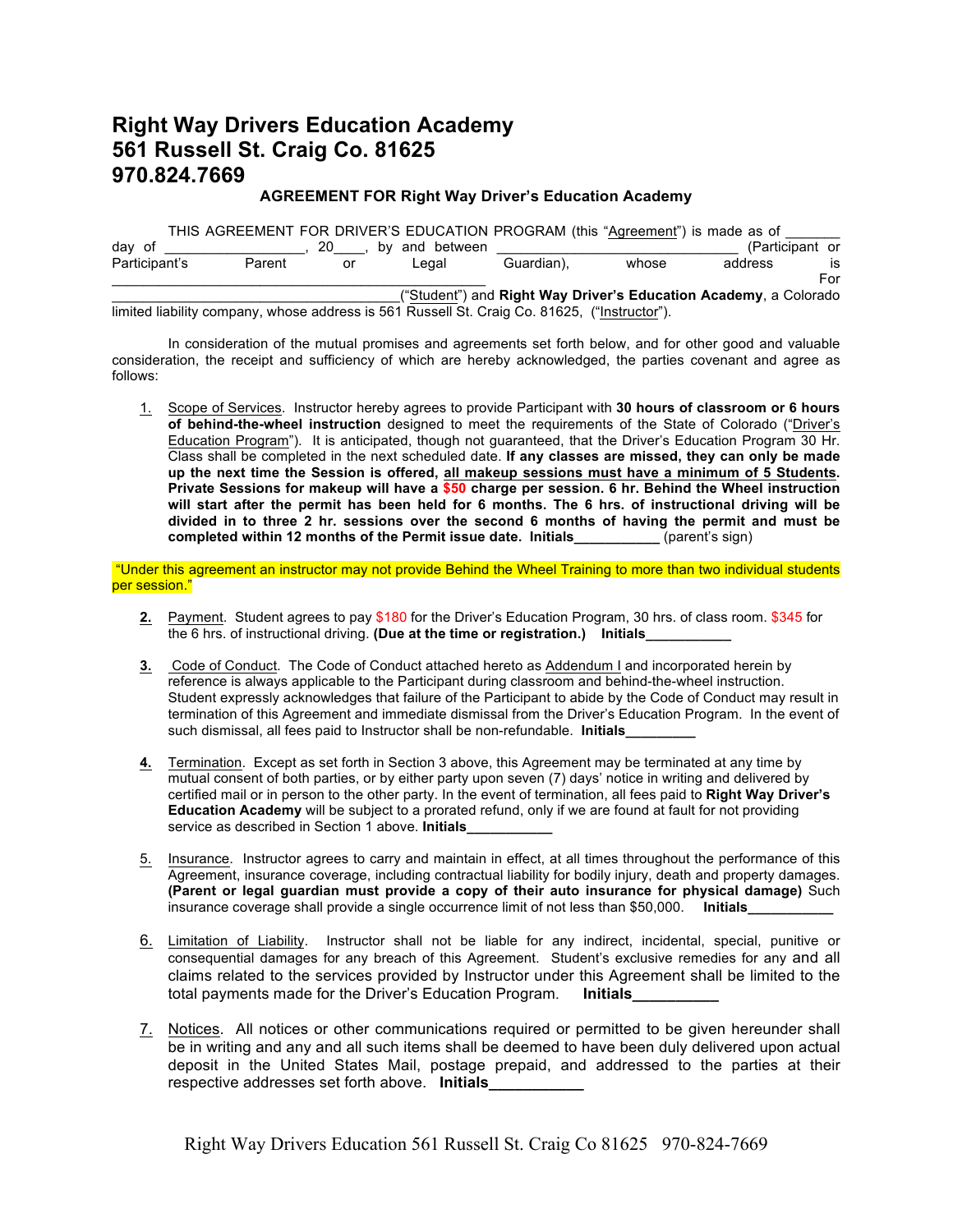# Right Way Drivers Education Academy
# 561 Russell St. Craig Co. 81625
# 970.824.7669

### AGREEMENT FOR Right Way Driver's Education Academy

THIS AGREEMENT FOR DRIVER'S EDUCATION PROGRAM (this "Agreement") is made as of _______ day of __________________, 20____, by and between ______________________________ (Participant or Participant's Parent or Legal Guardian), whose address is _______________________________________________ For _____________________________________("Student") and **Right Way Driver's Education Academy**, a Colorado limited liability company, whose address is 561 Russell St. Craig Co. 81625, ("Instructor").

In consideration of the mutual promises and agreements set forth below, and for other good and valuable consideration, the receipt and sufficiency of which are hereby acknowledged, the parties covenant and agree as follows:

1. Scope of Services. Instructor hereby agrees to provide Participant with **30 hours of classroom or 6 hours of behind-the-wheel instruction** designed to meet the requirements of the State of Colorado ("Driver's Education Program"). It is anticipated, though not guaranteed, that the Driver's Education Program 30 Hr. Class shall be completed in the next scheduled date. **If any classes are missed, they can only be made up the next time the Session is offered, all makeup sessions must have a minimum of 5 Students. Private Sessions for makeup will have a $50 charge per session. 6 hr. Behind the Wheel instruction will start after the permit has been held for 6 months. The 6 hrs. of instructional driving will be divided in to three 2 hr. sessions over the second 6 months of having the permit and must be completed within 12 months of the Permit issue date. Initials___________** (parent's sign)

"Under this agreement an instructor may not provide Behind the Wheel Training to more than two individual students per session."

2. Payment. Student agrees to pay $180 for the Driver's Education Program, 30 hrs. of class room. $345 for the 6 hrs. of instructional driving. **(Due at the time or registration.) Initials___________**

3. Code of Conduct. The Code of Conduct attached hereto as Addendum I and incorporated herein by reference is always applicable to the Participant during classroom and behind-the-wheel instruction. Student expressly acknowledges that failure of the Participant to abide by the Code of Conduct may result in termination of this Agreement and immediate dismissal from the Driver's Education Program. In the event of such dismissal, all fees paid to Instructor shall be non-refundable. **Initials_________**

4. Termination. Except as set forth in Section 3 above, this Agreement may be terminated at any time by mutual consent of both parties, or by either party upon seven (7) days' notice in writing and delivered by certified mail or in person to the other party. In the event of termination, all fees paid to **Right Way Driver's Education Academy** will be subject to a prorated refund, only if we are found at fault for not providing service as described in Section 1 above. **Initials___________**

5. Insurance. Instructor agrees to carry and maintain in effect, at all times throughout the performance of this Agreement, insurance coverage, including contractual liability for bodily injury, death and property damages. **(Parent or legal guardian must provide a copy of their auto insurance for physical damage)** Such insurance coverage shall provide a single occurrence limit of not less than $50,000. **Initials___________**

6. Limitation of Liability. Instructor shall not be liable for any indirect, incidental, special, punitive or consequential damages for any breach of this Agreement. Student's exclusive remedies for any and all claims related to the services provided by Instructor under this Agreement shall be limited to the total payments made for the Driver's Education Program. **Initials__________**

7. Notices. All notices or other communications required or permitted to be given hereunder shall be in writing and any and all such items shall be deemed to have been duly delivered upon actual deposit in the United States Mail, postage prepaid, and addressed to the parties at their respective addresses set forth above. **Initials___________**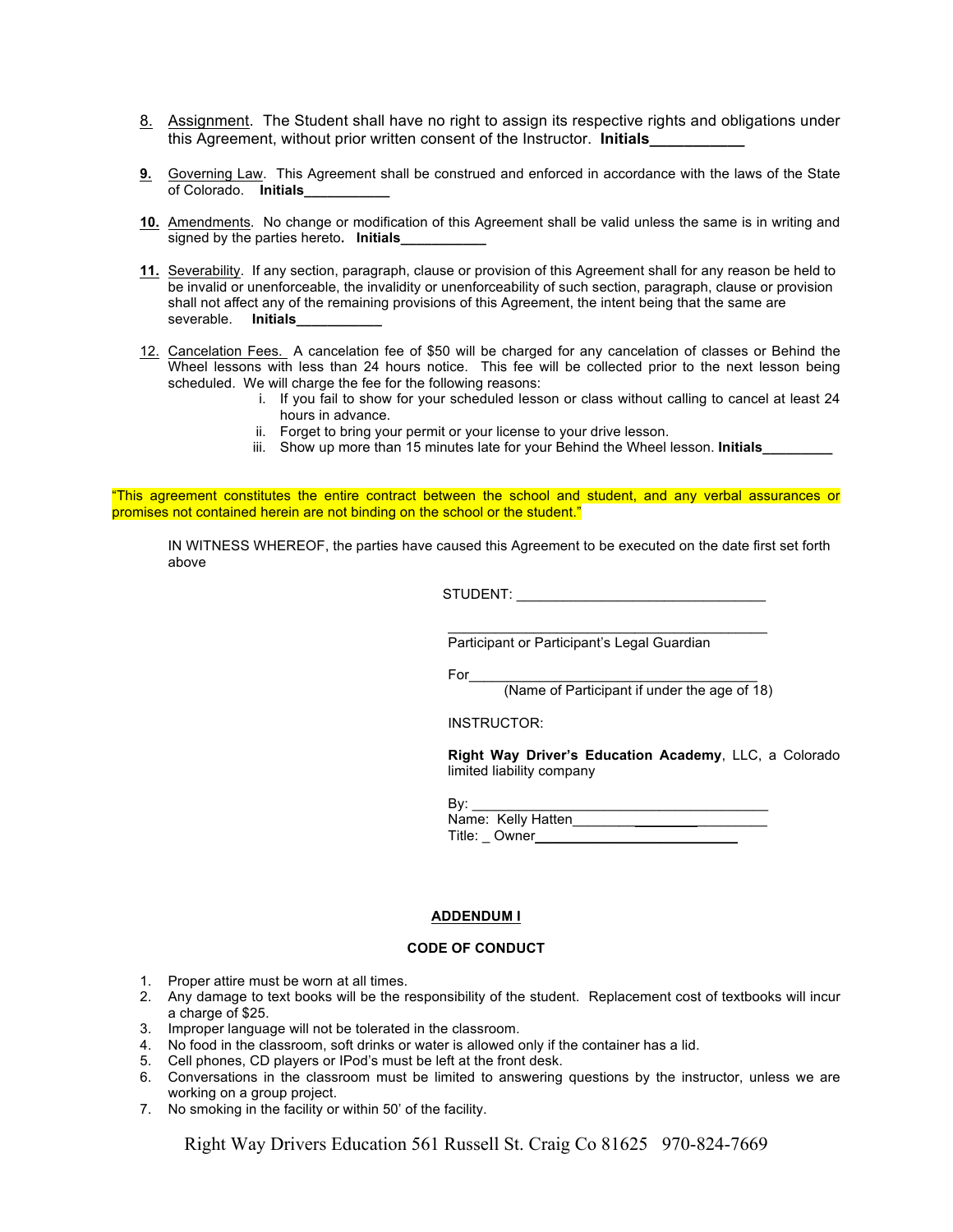8. Assignment. The Student shall have no right to assign its respective rights and obligations under this Agreement, without prior written consent of the Instructor. **Initials___________**

9. Governing Law. This Agreement shall be construed and enforced in accordance with the laws of the State of Colorado. **Initials___________**

10. Amendments. No change or modification of this Agreement shall be valid unless the same is in writing and signed by the parties hereto. **Initials___________**

11. Severability. If any section, paragraph, clause or provision of this Agreement shall for any reason be held to be invalid or unenforceable, the invalidity or unenforceability of such section, paragraph, clause or provision shall not affect any of the remaining provisions of this Agreement, the intent being that the same are severable. **Initials___________**

12. Cancelation Fees. A cancelation fee of $50 will be charged for any cancelation of classes or Behind the Wheel lessons with less than 24 hours notice. This fee will be collected prior to the next lesson being scheduled. We will charge the fee for the following reasons:
    i. If you fail to show for your scheduled lesson or class without calling to cancel at least 24 hours in advance.
    ii. Forget to bring your permit or your license to your drive lesson.
    iii. Show up more than 15 minutes late for your Behind the Wheel lesson. **Initials_________**

"This agreement constitutes the entire contract between the school and student, and any verbal assurances or promises not contained herein are not binding on the school or the student."

IN WITNESS WHEREOF, the parties have caused this Agreement to be executed on the date first set forth above

STUDENT: ________________________________

________________________________
Participant or Participant's Legal Guardian

For________________________________
(Name of Participant if under the age of 18)

INSTRUCTOR:

**Right Way Driver's Education Academy**, LLC, a Colorado limited liability company

By: ________________________________
Name: Kelly Hatten________________________
Title: _ Owner__________________________

## ADDENDUM I

### CODE OF CONDUCT

1. Proper attire must be worn at all times.
2. Any damage to text books will be the responsibility of the student. Replacement cost of textbooks will incur a charge of $25.
3. Improper language will not be tolerated in the classroom.
4. No food in the classroom, soft drinks or water is allowed only if the container has a lid.
5. Cell phones, CD players or IPod's must be left at the front desk.
6. Conversations in the classroom must be limited to answering questions by the instructor, unless we are working on a group project.
7. No smoking in the facility or within 50' of the facility.

Right Way Drivers Education 561 Russell St. Craig Co 81625 970-824-7669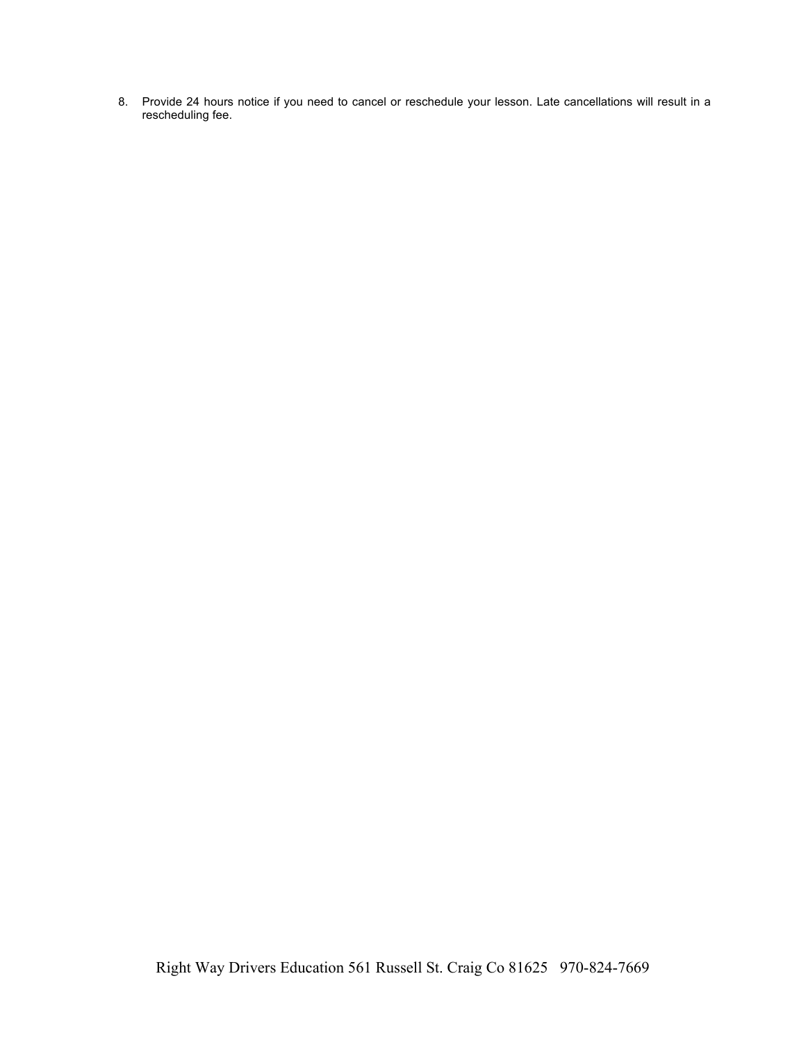8. Provide 24 hours notice if you need to cancel or reschedule your lesson. Late cancellations will result in a rescheduling fee.